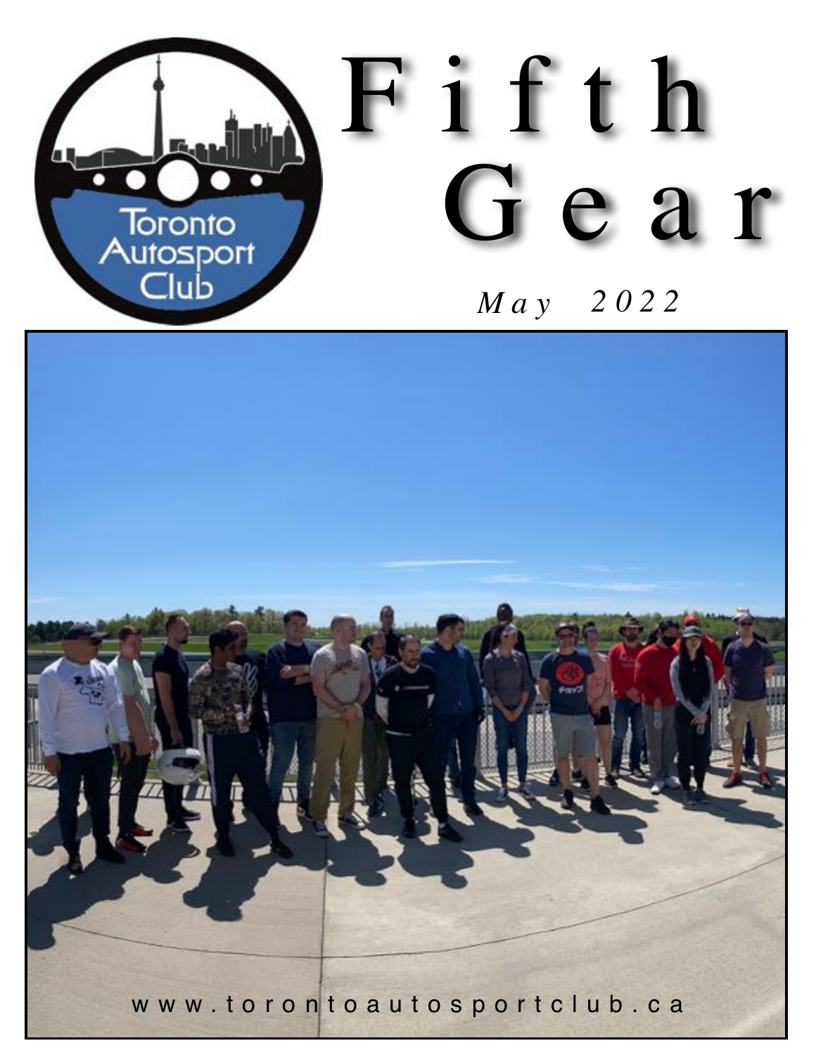# Fifth Gear

*May 2022*

www.torontoautosportclub.ca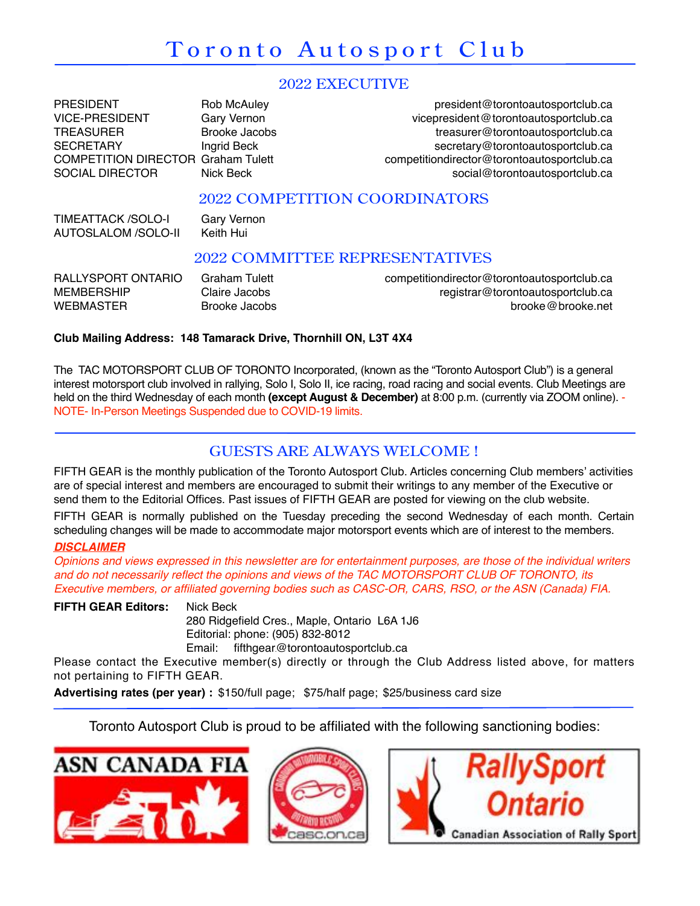# Toronto Autosport Club

## 2022 EXECUTIVE

| | | |
|---|---|---|
| PRESIDENT | Rob McAuley | president@torontoautosportclub.ca |
| VICE-PRESIDENT | Gary Vernon | vicepresident@torontoautosportclub.ca |
| TREASURER | Brooke Jacobs | treasurer@torontoautosportclub.ca |
| SECRETARY | Ingrid Beck | secretary@torontoautosportclub.ca |
| COMPETITION DIRECTOR | Graham Tulett | competitiondirector@torontoautosportclub.ca |
| SOCIAL DIRECTOR | Nick Beck | social@torontoautosportclub.ca |

## 2022 COMPETITION COORDINATORS

| | |
|---|---|
| TIMEATTACK /SOLO-I | Gary Vernon |
| AUTOSLALOM /SOLO-II | Keith Hui |

## 2022 COMMITTEE REPRESENTATIVES

| | | |
|---|---|---|
| RALLYSPORT ONTARIO | Graham Tulett | competitiondirector@torontoautosportclub.ca |
| MEMBERSHIP | Claire Jacobs | registrar@torontoautosportclub.ca |
| WEBMASTER | Brooke Jacobs | brooke@brooke.net |

**Club Mailing Address: 148 Tamarack Drive, Thornhill ON, L3T 4X4**

The TAC MOTORSPORT CLUB OF TORONTO Incorporated, (known as the "Toronto Autosport Club") is a general interest motorsport club involved in rallying, Solo I, Solo II, ice racing, road racing and social events. Club Meetings are held on the third Wednesday of each month **(except August & December)** at 8:00 p.m. (currently via ZOOM online). - NOTE- In-Person Meetings Suspended due to COVID-19 limits.

## GUESTS ARE ALWAYS WELCOME !

FIFTH GEAR is the monthly publication of the Toronto Autosport Club. Articles concerning Club members' activities are of special interest and members are encouraged to submit their writings to any member of the Executive or send them to the Editorial Offices. Past issues of FIFTH GEAR are posted for viewing on the club website.

FIFTH GEAR is normally published on the Tuesday preceding the second Wednesday of each month. Certain scheduling changes will be made to accommodate major motorsport events which are of interest to the members.

***DISCLAIMER***

*Opinions and views expressed in this newsletter are for entertainment purposes, are those of the individual writers and do not necessarily reflect the opinions and views of the TAC MOTORSPORT CLUB OF TORONTO, its Executive members, or affiliated governing bodies such as CASC-OR, CARS, RSO, or the ASN (Canada) FIA.*

**FIFTH GEAR Editors:** Nick Beck
280 Ridgefield Cres., Maple, Ontario L6A 1J6
Editorial: phone: (905) 832-8012
Email: fifthgear@torontoautosportclub.ca

Please contact the Executive member(s) directly or through the Club Address listed above, for matters not pertaining to FIFTH GEAR.

**Advertising rates (per year) :** $150/full page; $75/half page; $25/business card size

Toronto Autosport Club is proud to be affiliated with the following sanctioning bodies: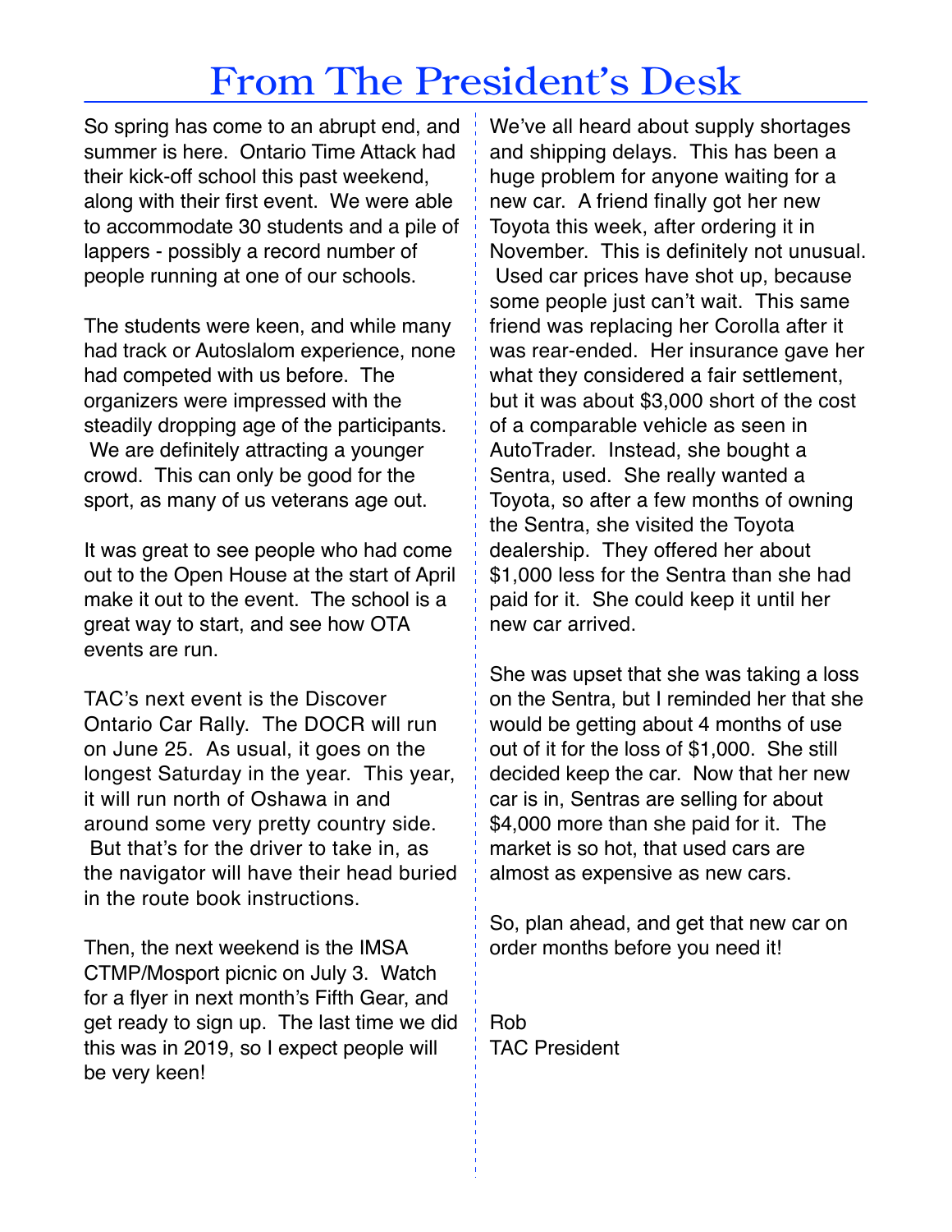# From The President's Desk

So spring has come to an abrupt end, and summer is here. Ontario Time Attack had their kick-off school this past weekend, along with their first event. We were able to accommodate 30 students and a pile of lappers - possibly a record number of people running at one of our schools.

The students were keen, and while many had track or Autoslalom experience, none had competed with us before. The organizers were impressed with the steadily dropping age of the participants. We are definitely attracting a younger crowd. This can only be good for the sport, as many of us veterans age out.

It was great to see people who had come out to the Open House at the start of April make it out to the event. The school is a great way to start, and see how OTA events are run.

TAC's next event is the Discover Ontario Car Rally. The DOCR will run on June 25. As usual, it goes on the longest Saturday in the year. This year, it will run north of Oshawa in and around some very pretty country side. But that's for the driver to take in, as the navigator will have their head buried in the route book instructions.

Then, the next weekend is the IMSA CTMP/Mosport picnic on July 3. Watch for a flyer in next month's Fifth Gear, and get ready to sign up. The last time we did this was in 2019, so I expect people will be very keen!

We've all heard about supply shortages and shipping delays. This has been a huge problem for anyone waiting for a new car. A friend finally got her new Toyota this week, after ordering it in November. This is definitely not unusual. Used car prices have shot up, because some people just can't wait. This same friend was replacing her Corolla after it was rear-ended. Her insurance gave her what they considered a fair settlement, but it was about $3,000 short of the cost of a comparable vehicle as seen in AutoTrader. Instead, she bought a Sentra, used. She really wanted a Toyota, so after a few months of owning the Sentra, she visited the Toyota dealership. They offered her about $1,000 less for the Sentra than she had paid for it. She could keep it until her new car arrived.

She was upset that she was taking a loss on the Sentra, but I reminded her that she would be getting about 4 months of use out of it for the loss of $1,000. She still decided keep the car. Now that her new car is in, Sentras are selling for about $4,000 more than she paid for it. The market is so hot, that used cars are almost as expensive as new cars.

So, plan ahead, and get that new car on order months before you need it!

Rob
TAC President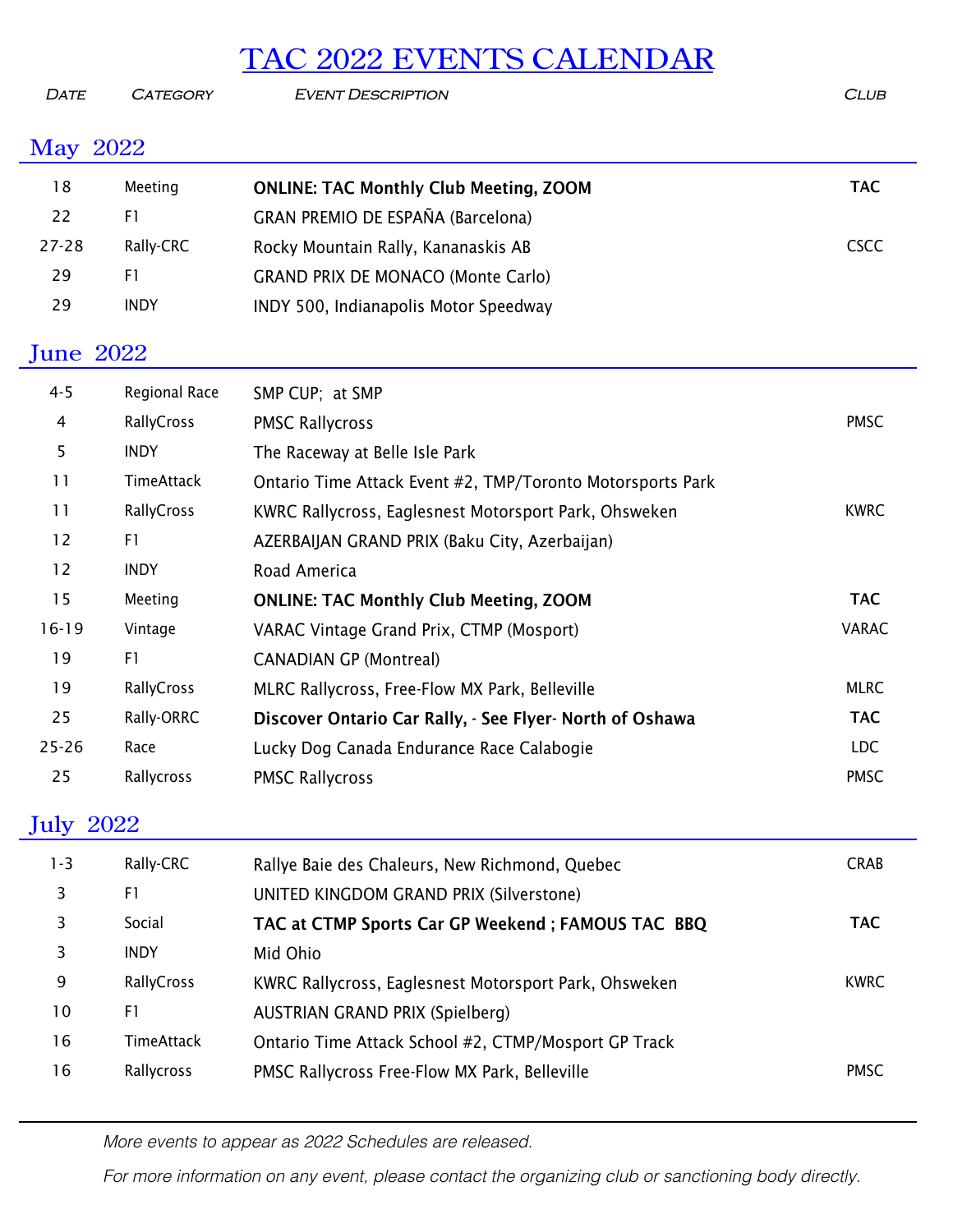# TAC 2022 EVENTS CALENDAR

## May 2022

| Date | Category | Event Description | Club |
|---|---|---|---|
| 18 | Meeting | **ONLINE: TAC Monthly Club Meeting, ZOOM** | **TAC** |
| 22 | F1 | GRAN PREMIO DE ESPAÑA (Barcelona) | |
| 27-28 | Rally-CRC | Rocky Mountain Rally, Kananaskis AB | CSCC |
| 29 | F1 | GRAND PRIX DE MONACO (Monte Carlo) | |
| 29 | INDY | INDY 500, Indianapolis Motor Speedway | |

## June 2022

| Date | Category | Event Description | Club |
|---|---|---|---|
| 4-5 | Regional Race | SMP CUP; at SMP | |
| 4 | RallyCross | PMSC Rallycross | PMSC |
| 5 | INDY | The Raceway at Belle Isle Park | |
| 11 | TimeAttack | Ontario Time Attack Event #2, TMP/Toronto Motorsports Park | |
| 11 | RallyCross | KWRC Rallycross, Eaglesnest Motorsport Park, Ohsweken | KWRC |
| 12 | F1 | AZERBAIJAN GRAND PRIX (Baku City, Azerbaijan) | |
| 12 | INDY | Road America | |
| 15 | Meeting | **ONLINE: TAC Monthly Club Meeting, ZOOM** | **TAC** |
| 16-19 | Vintage | VARAC Vintage Grand Prix, CTMP (Mosport) | VARAC |
| 19 | F1 | CANADIAN GP (Montreal) | |
| 19 | RallyCross | MLRC Rallycross, Free-Flow MX Park, Belleville | MLRC |
| 25 | Rally-ORRC | **Discover Ontario Car Rally, - See Flyer- North of Oshawa** | **TAC** |
| 25-26 | Race | Lucky Dog Canada Endurance Race Calabogie | LDC |
| 25 | Rallycross | PMSC Rallycross | PMSC |

## July 2022

| Date | Category | Event Description | Club |
|---|---|---|---|
| 1-3 | Rally-CRC | Rallye Baie des Chaleurs, New Richmond, Quebec | CRAB |
| 3 | F1 | UNITED KINGDOM GRAND PRIX (Silverstone) | |
| 3 | Social | **TAC at CTMP Sports Car GP Weekend ; FAMOUS TAC BBQ** | **TAC** |
| 3 | INDY | Mid Ohio | |
| 9 | RallyCross | KWRC Rallycross, Eaglesnest Motorsport Park, Ohsweken | KWRC |
| 10 | F1 | AUSTRIAN GRAND PRIX (Spielberg) | |
| 16 | TimeAttack | Ontario Time Attack School #2, CTMP/Mosport GP Track | |
| 16 | Rallycross | PMSC Rallycross Free-Flow MX Park, Belleville | PMSC |

*More events to appear as 2022 Schedules are released.*

*For more information on any event, please contact the organizing club or sanctioning body directly.*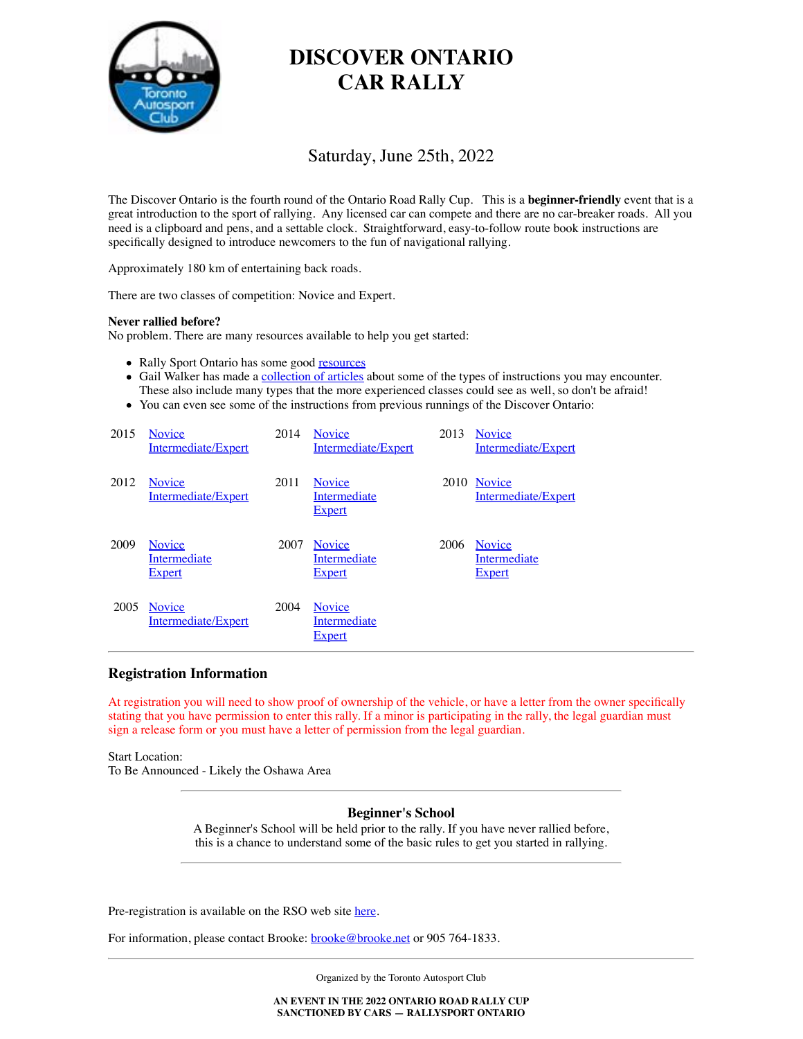# DISCOVER ONTARIO CAR RALLY

Saturday, June 25th, 2022

The Discover Ontario is the fourth round of the Ontario Road Rally Cup. This is a **beginner-friendly** event that is a great introduction to the sport of rallying. Any licensed car can compete and there are no car-breaker roads. All you need is a clipboard and pens, and a settable clock. Straightforward, easy-to-follow route book instructions are specifically designed to introduce newcomers to the fun of navigational rallying.

Approximately 180 km of entertaining back roads.

There are two classes of competition: Novice and Expert.

**Never rallied before?**
No problem. There are many resources available to help you get started:

- Rally Sport Ontario has some good resources
- Gail Walker has made a collection of articles about some of the types of instructions you may encounter. These also include many types that the more experienced classes could see as well, so don't be afraid!
- You can even see some of the instructions from previous runnings of the Discover Ontario:

| | | | | | |
|---|---|---|---|---|---|
| 2015 | Novice<br>Intermediate/Expert | 2014 | Novice<br>Intermediate/Expert | 2013 | Novice<br>Intermediate/Expert |
| 2012 | Novice<br>Intermediate/Expert | 2011 | Novice<br>Intermediate<br>Expert | 2010 | Novice<br>Intermediate/Expert |
| 2009 | Novice<br>Intermediate<br>Expert | 2007 | Novice<br>Intermediate<br>Expert | 2006 | Novice<br>Intermediate<br>Expert |
| 2005 | Novice<br>Intermediate/Expert | 2004 | Novice<br>Intermediate<br>Expert | | |

---

## Registration Information

At registration you will need to show proof of ownership of the vehicle, or have a letter from the owner specifically stating that you have permission to enter this rally. If a minor is participating in the rally, the legal guardian must sign a release form or you must have a letter of permission from the legal guardian.

Start Location:
To Be Announced - Likely the Oshawa Area

---

### Beginner's School

A Beginner's School will be held prior to the rally. If you have never rallied before, this is a chance to understand some of the basic rules to get you started in rallying.

---

Pre-registration is available on the RSO web site here.

For information, please contact Brooke: brooke@brooke.net or 905 764-1833.

---

Organized by the Toronto Autosport Club

**AN EVENT IN THE 2022 ONTARIO ROAD RALLY CUP**
**SANCTIONED BY CARS — RALLYSPORT ONTARIO**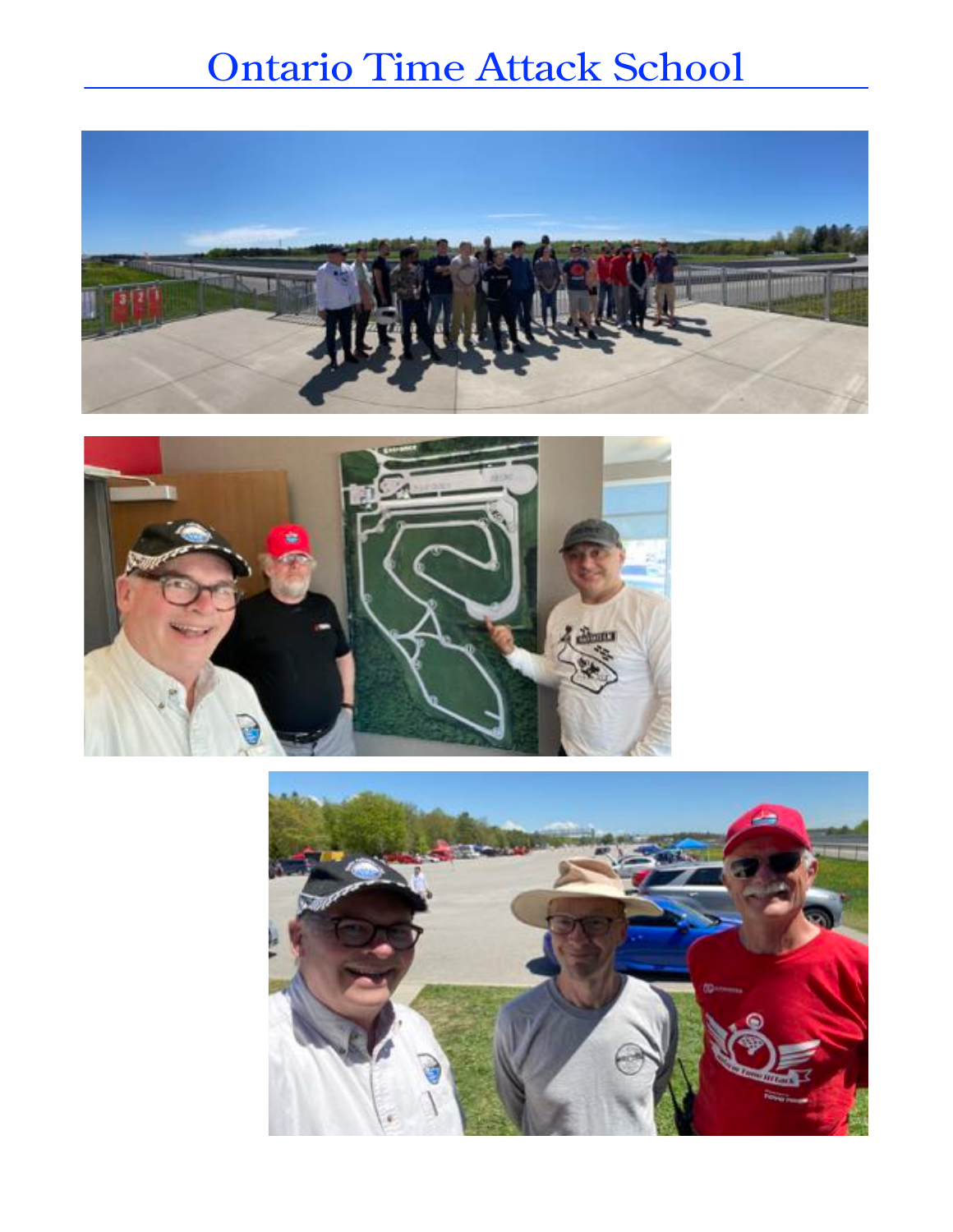# Ontario Time Attack School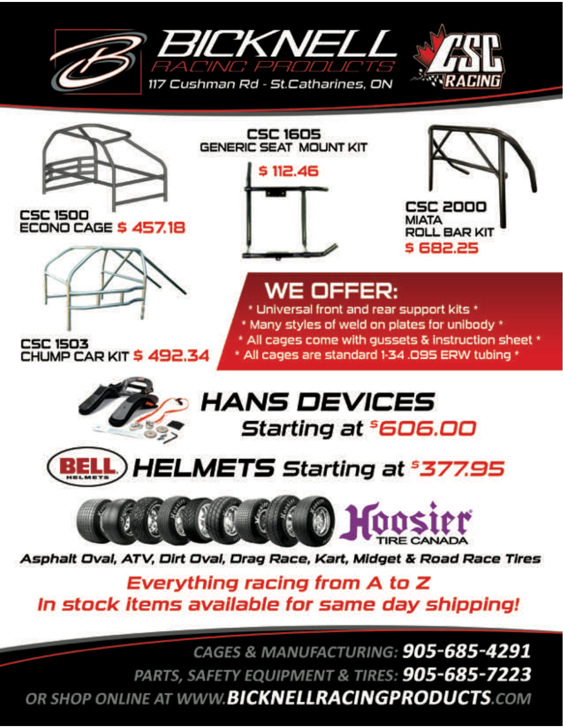# BICKNELL RACING PRODUCTS

117 Cushman Rd - St.Catharines, ON

CSC RACING

**CSC 1500**
**ECONO CAGE $ 457.18**

**CSC 1605**
**GENERIC SEAT MOUNT KIT**
**$ 112.46**

**CSC 2000**
**MIATA**
**ROLL BAR KIT**
**$ 682.25**

**CSC 1503**
**CHUMP CAR KIT $ 492.34**

## WE OFFER:

* Universal front and rear support kits *
* Many styles of weld on plates for unibody *
* All cages come with gussets & instruction sheet *
* All cages are standard 1-34 .095 ERW tubing *

## HANS DEVICES

**Starting at $606.00**

## BELL HELMETS Starting at $377.95

**Hoosier TIRE CANADA**

***Asphalt Oval, ATV, Dirt Oval, Drag Race, Kart, Midget & Road Race Tires***

***Everything racing from A to Z***
***In stock items available for same day shipping!***

CAGES & MANUFACTURING: **905-685-4291**

PARTS, SAFETY EQUIPMENT & TIRES: **905-685-7223**

OR SHOP ONLINE AT WWW.**BICKNELLRACINGPRODUCTS**.COM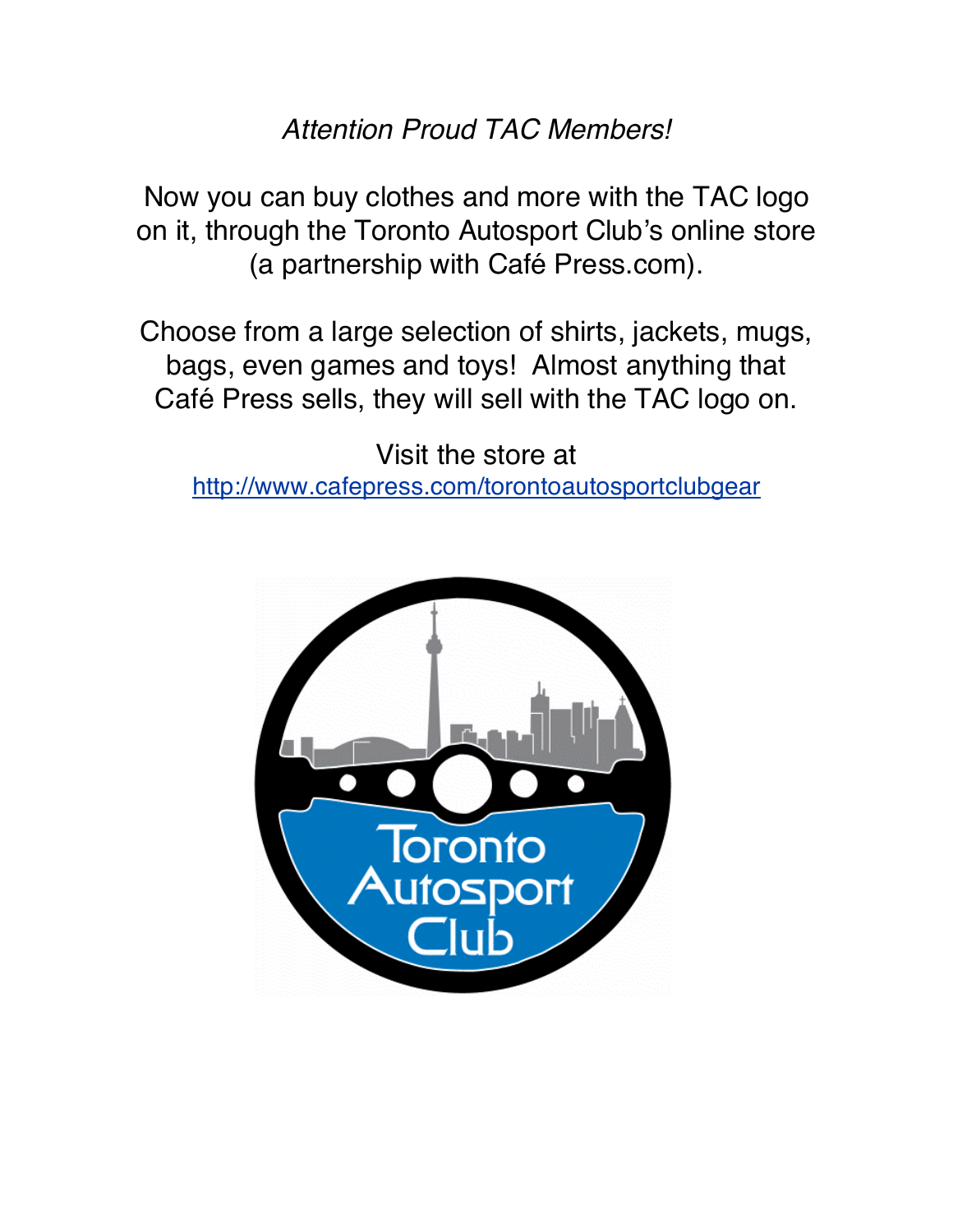*Attention Proud TAC Members!*

Now you can buy clothes and more with the TAC logo on it, through the Toronto Autosport Club's online store (a partnership with Café Press.com).

Choose from a large selection of shirts, jackets, mugs, bags, even games and toys! Almost anything that Café Press sells, they will sell with the TAC logo on.

Visit the store at
[http://www.cafepress.com/torontoautosportclubgear](http://www.cafepress.com/torontoautosportclubgear)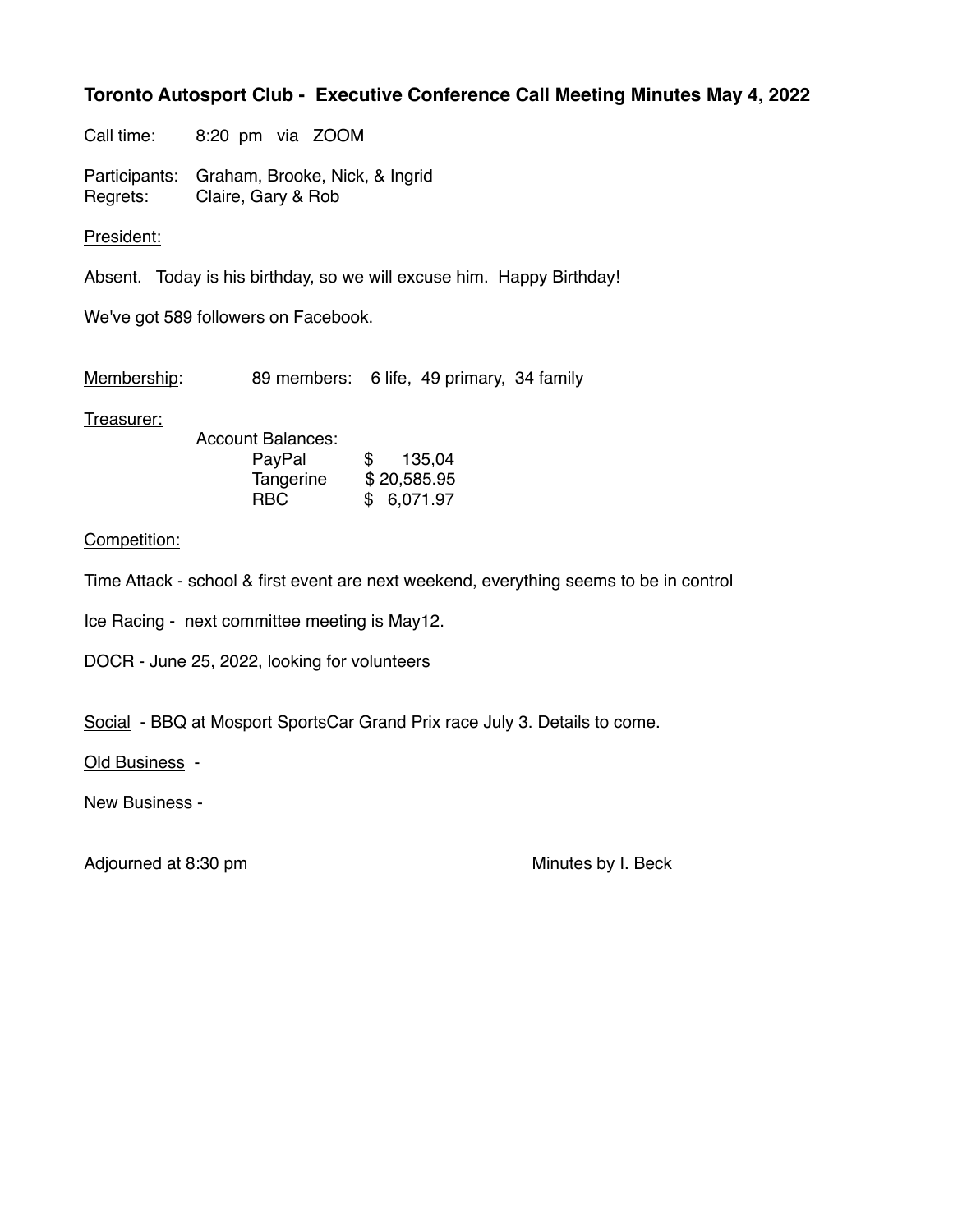**Toronto Autosport Club - Executive Conference Call Meeting Minutes May 4, 2022**

Call time: 8:20 pm via ZOOM

Participants: Graham, Brooke, Nick, & Ingrid
Regrets: Claire, Gary & Rob

<u>President:</u>

Absent. Today is his birthday, so we will excuse him. Happy Birthday!

We've got 589 followers on Facebook.

<u>Membership</u>: 89 members: 6 life, 49 primary, 34 family

<u>Treasurer:</u>

Account Balances:

| | |
|---|---|
| PayPal | $ 135,04 |
| Tangerine | $ 20,585.95 |
| RBC | $ 6,071.97 |

<u>Competition:</u>

Time Attack - school & first event are next weekend, everything seems to be in control

Ice Racing - next committee meeting is May12.

DOCR - June 25, 2022, looking for volunteers

<u>Social</u> - BBQ at Mosport SportsCar Grand Prix race July 3. Details to come.

<u>Old Business</u> -

<u>New Business</u> -

Adjourned at 8:30 pm

Minutes by I. Beck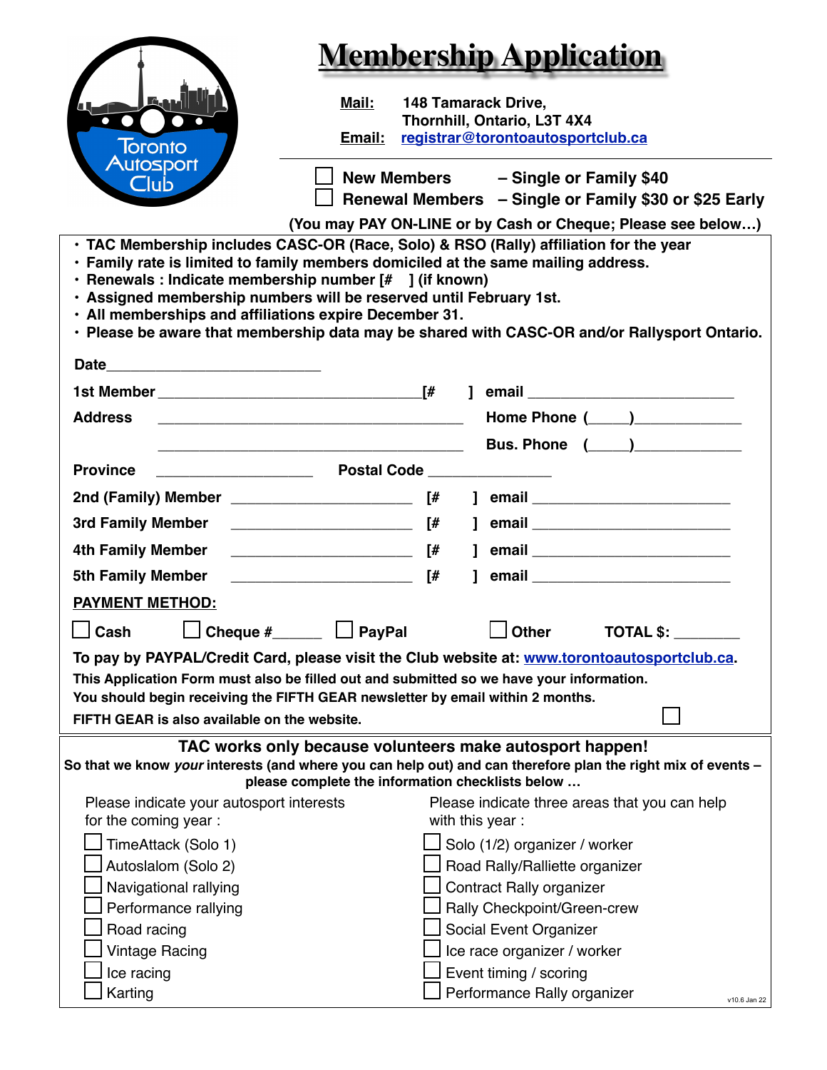# Membership Application

**Mail:** 148 Tamarack Drive,
Thornhill, Ontario, L3T 4X4
**Email:** registrar@torontoautosportclub.ca

☐ **New Members** – **Single or Family $40**
☐ **Renewal Members** – **Single or Family $30 or $25 Early**

**(You may PAY ON-LINE or by Cash or Cheque; Please see below…)**

- **TAC Membership includes CASC-OR (Race, Solo) & RSO (Rally) affiliation for the year**
- **Family rate is limited to family members domiciled at the same mailing address.**
- **Renewals : Indicate membership number [# ] (if known)**
- **Assigned membership numbers will be reserved until February 1st.**
- **All memberships and affiliations expire December 31.**
- **Please be aware that membership data may be shared with CASC-OR and/or Rallysport Ontario.**

**Date**___________________________

**1st Member** _________________________________ **[# ] email** _________________________

**Address** _______________________________________ **Home Phone (_____)**_____________

_______________________________________ **Bus. Phone (_____)**_____________

**Province** ___________________ **Postal Code** ______________

**2nd (Family) Member** _______________________ **[# ] email** _________________________

**3rd Family Member** _______________________ **[# ] email** _________________________

**4th Family Member** _______________________ **[# ] email** _________________________

**5th Family Member** _______________________ **[# ] email** _________________________

**PAYMENT METHOD:**

☐ **Cash** ☐ **Cheque #**______ ☐ **PayPal** ☐ **Other** **TOTAL $:** ________

**To pay by PAYPAL/Credit Card, please visit the Club website at: www.torontoautosportclub.ca.**

**This Application Form must also be filled out and submitted so we have your information.**
**You should begin receiving the FIFTH GEAR newsletter by email within 2 months.**
**FIFTH GEAR is also available on the website.** ☐

## TAC works only because volunteers make autosport happen!

**So that we know *your* interests (and where you can help out) and can therefore plan the right mix of events – please complete the information checklists below …**

Please indicate your autosport interests for the coming year :

- ☐ TimeAttack (Solo 1)
- ☐ Autoslalom (Solo 2)
- ☐ Navigational rallying
- ☐ Performance rallying
- ☐ Road racing
- ☐ Vintage Racing
- ☐ Ice racing
- ☐ Karting

Please indicate three areas that you can help with this year :

- ☐ Solo (1/2) organizer / worker
- ☐ Road Rally/Ralliette organizer
- ☐ Contract Rally organizer
- ☐ Rally Checkpoint/Green-crew
- ☐ Social Event Organizer
- ☐ Ice race organizer / worker
- ☐ Event timing / scoring
- ☐ Performance Rally organizer

v10.6 Jan 22